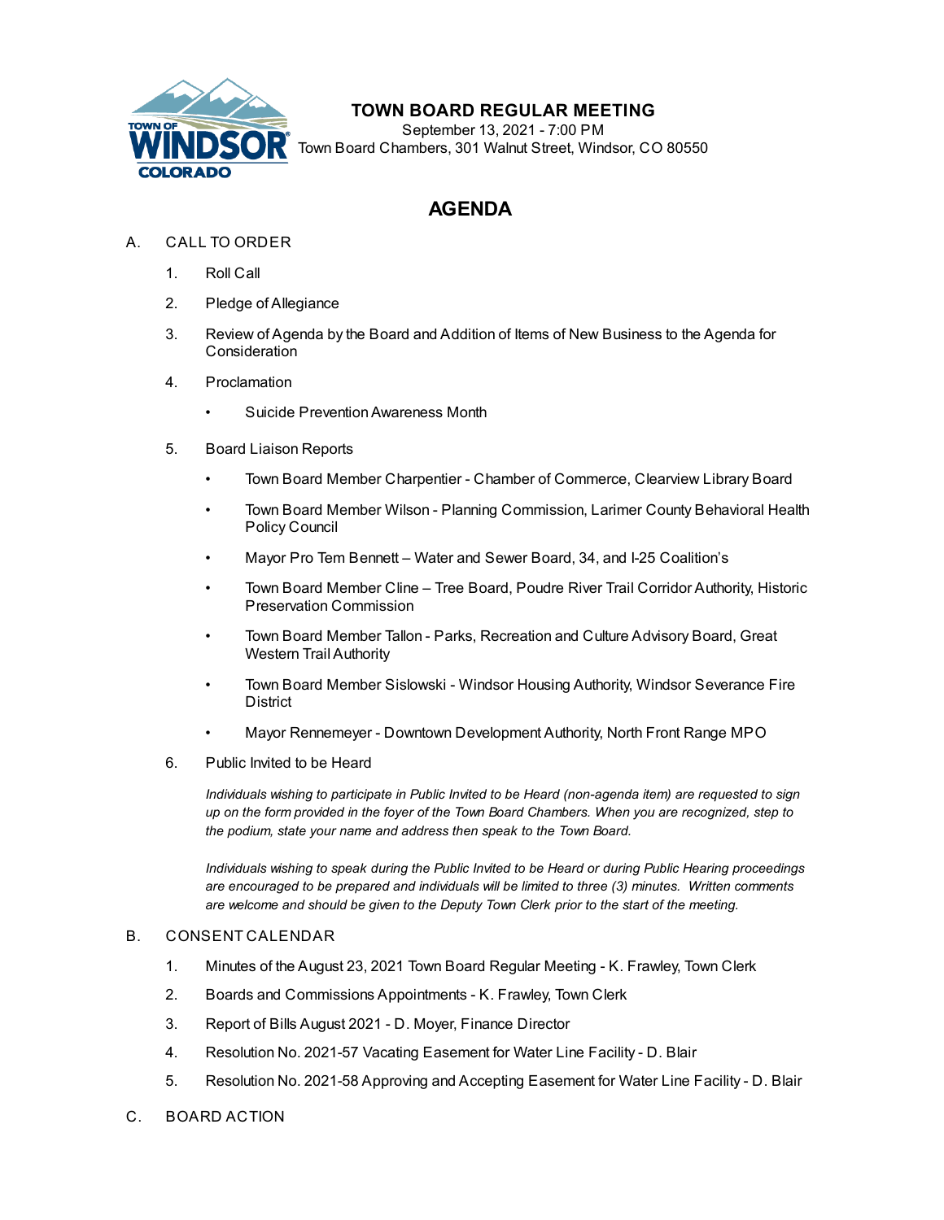# TOWN BOARD REGULAR MEETING

September 13, 2021 - 7:00 PM
Town Board Chambers, 301 Walnut Street, Windsor, CO 80550

## AGENDA

A. CALL TO ORDER

1. Roll Call
2. Pledge of Allegiance
3. Review of Agenda by the Board and Addition of Items of New Business to the Agenda for Consideration
4. Proclamation
   - Suicide Prevention Awareness Month
5. Board Liaison Reports
   - Town Board Member Charpentier - Chamber of Commerce, Clearview Library Board
   - Town Board Member Wilson - Planning Commission, Larimer County Behavioral Health Policy Council
   - Mayor Pro Tem Bennett – Water and Sewer Board, 34, and I-25 Coalition's
   - Town Board Member Cline – Tree Board, Poudre River Trail Corridor Authority, Historic Preservation Commission
   - Town Board Member Tallon - Parks, Recreation and Culture Advisory Board, Great Western Trail Authority
   - Town Board Member Sislowski - Windsor Housing Authority, Windsor Severance Fire District
   - Mayor Rennemeyer - Downtown Development Authority, North Front Range MPO
6. Public Invited to be Heard

   *Individuals wishing to participate in Public Invited to be Heard (non-agenda item) are requested to sign up on the form provided in the foyer of the Town Board Chambers. When you are recognized, step to the podium, state your name and address then speak to the Town Board.*

   *Individuals wishing to speak during the Public Invited to be Heard or during Public Hearing proceedings are encouraged to be prepared and individuals will be limited to three (3) minutes. Written comments are welcome and should be given to the Deputy Town Clerk prior to the start of the meeting.*

B. CONSENT CALENDAR

1. Minutes of the August 23, 2021 Town Board Regular Meeting - K. Frawley, Town Clerk
2. Boards and Commissions Appointments - K. Frawley, Town Clerk
3. Report of Bills August 2021 - D. Moyer, Finance Director
4. Resolution No. 2021-57 Vacating Easement for Water Line Facility - D. Blair
5. Resolution No. 2021-58 Approving and Accepting Easement for Water Line Facility - D. Blair

C. BOARD ACTION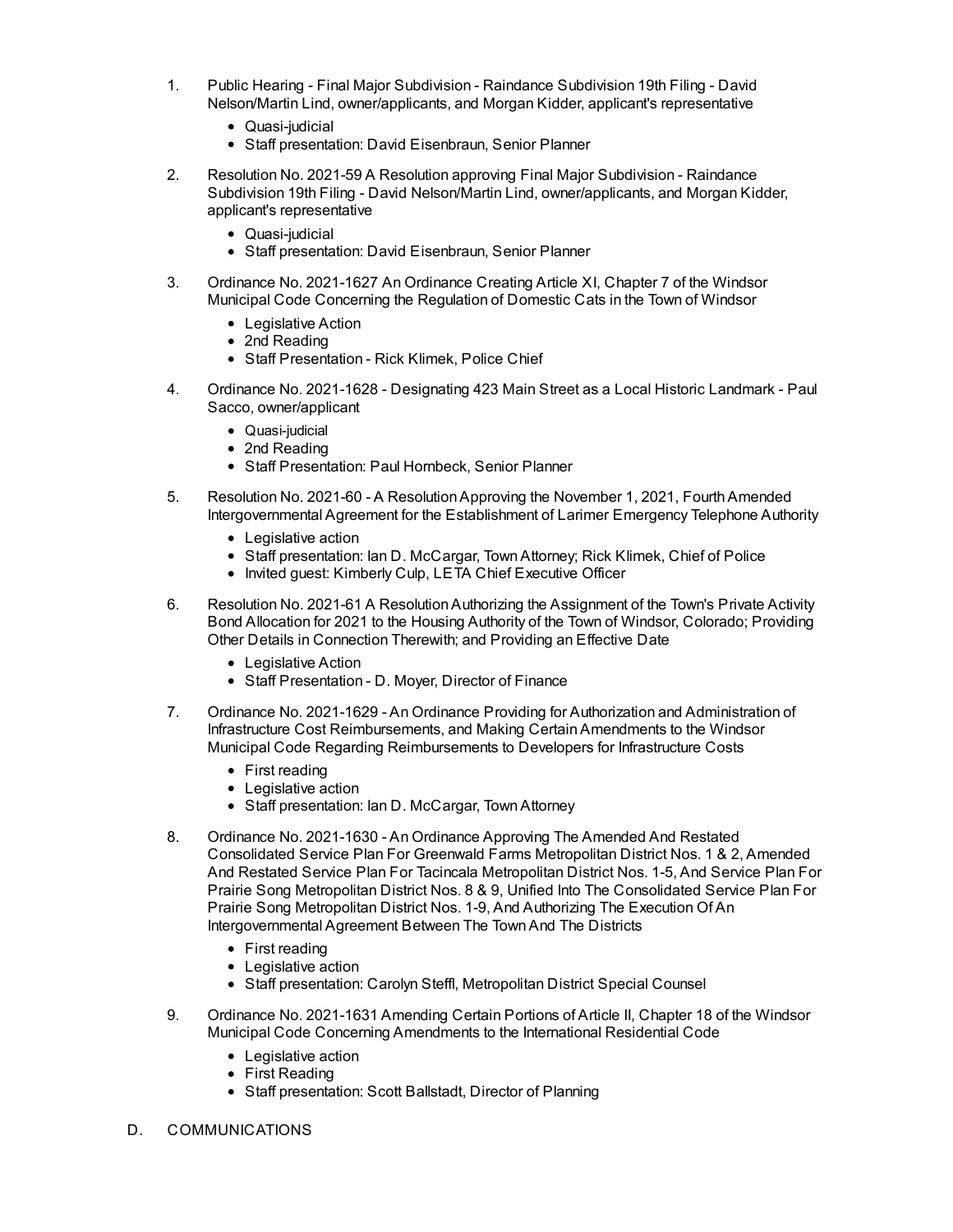1. Public Hearing - Final Major Subdivision - Raindance Subdivision 19th Filing - David Nelson/Martin Lind, owner/applicants, and Morgan Kidder, applicant's representative
   - Quasi-judicial
   - Staff presentation: David Eisenbraun, Senior Planner

2. Resolution No. 2021-59 A Resolution approving Final Major Subdivision - Raindance Subdivision 19th Filing - David Nelson/Martin Lind, owner/applicants, and Morgan Kidder, applicant's representative
   - Quasi-judicial
   - Staff presentation: David Eisenbraun, Senior Planner

3. Ordinance No. 2021-1627 An Ordinance Creating Article XI, Chapter 7 of the Windsor Municipal Code Concerning the Regulation of Domestic Cats in the Town of Windsor
   - Legislative Action
   - 2nd Reading
   - Staff Presentation - Rick Klimek, Police Chief

4. Ordinance No. 2021-1628 - Designating 423 Main Street as a Local Historic Landmark - Paul Sacco, owner/applicant
   - Quasi-judicial
   - 2nd Reading
   - Staff Presentation: Paul Hornbeck, Senior Planner

5. Resolution No. 2021-60 - A Resolution Approving the November 1, 2021, Fourth Amended Intergovernmental Agreement for the Establishment of Larimer Emergency Telephone Authority
   - Legislative action
   - Staff presentation: Ian D. McCargar, Town Attorney; Rick Klimek, Chief of Police
   - Invited guest: Kimberly Culp, LETA Chief Executive Officer

6. Resolution No. 2021-61 A Resolution Authorizing the Assignment of the Town's Private Activity Bond Allocation for 2021 to the Housing Authority of the Town of Windsor, Colorado; Providing Other Details in Connection Therewith; and Providing an Effective Date
   - Legislative Action
   - Staff Presentation - D. Moyer, Director of Finance

7. Ordinance No. 2021-1629 - An Ordinance Providing for Authorization and Administration of Infrastructure Cost Reimbursements, and Making Certain Amendments to the Windsor Municipal Code Regarding Reimbursements to Developers for Infrastructure Costs
   - First reading
   - Legislative action
   - Staff presentation: Ian D. McCargar, Town Attorney

8. Ordinance No. 2021-1630 - An Ordinance Approving The Amended And Restated Consolidated Service Plan For Greenwald Farms Metropolitan District Nos. 1 & 2, Amended And Restated Service Plan For Tacincala Metropolitan District Nos. 1-5, And Service Plan For Prairie Song Metropolitan District Nos. 8 & 9, Unified Into The Consolidated Service Plan For Prairie Song Metropolitan District Nos. 1-9, And Authorizing The Execution Of An Intergovernmental Agreement Between The Town And The Districts
   - First reading
   - Legislative action
   - Staff presentation: Carolyn Steffl, Metropolitan District Special Counsel

9. Ordinance No. 2021-1631 Amending Certain Portions of Article II, Chapter 18 of the Windsor Municipal Code Concerning Amendments to the International Residential Code
   - Legislative action
   - First Reading
   - Staff presentation: Scott Ballstadt, Director of Planning

D. COMMUNICATIONS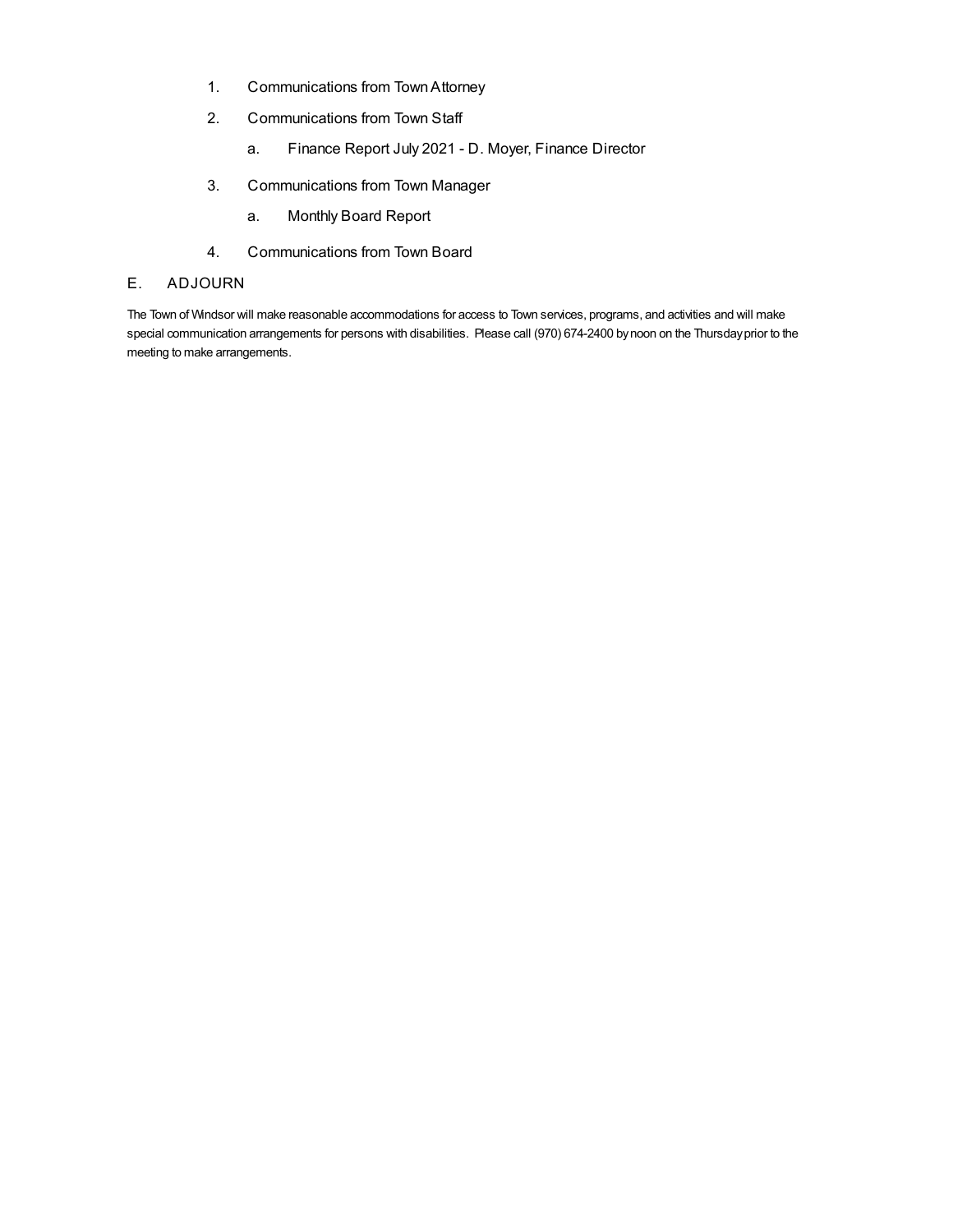1. Communications from Town Attorney
2. Communications from Town Staff
    a. Finance Report July 2021 - D. Moyer, Finance Director
3. Communications from Town Manager
    a. Monthly Board Report
4. Communications from Town Board

E. ADJOURN

The Town of Windsor will make reasonable accommodations for access to Town services, programs, and activities and will make special communication arrangements for persons with disabilities. Please call (970) 674-2400 by noon on the Thursday prior to the meeting to make arrangements.